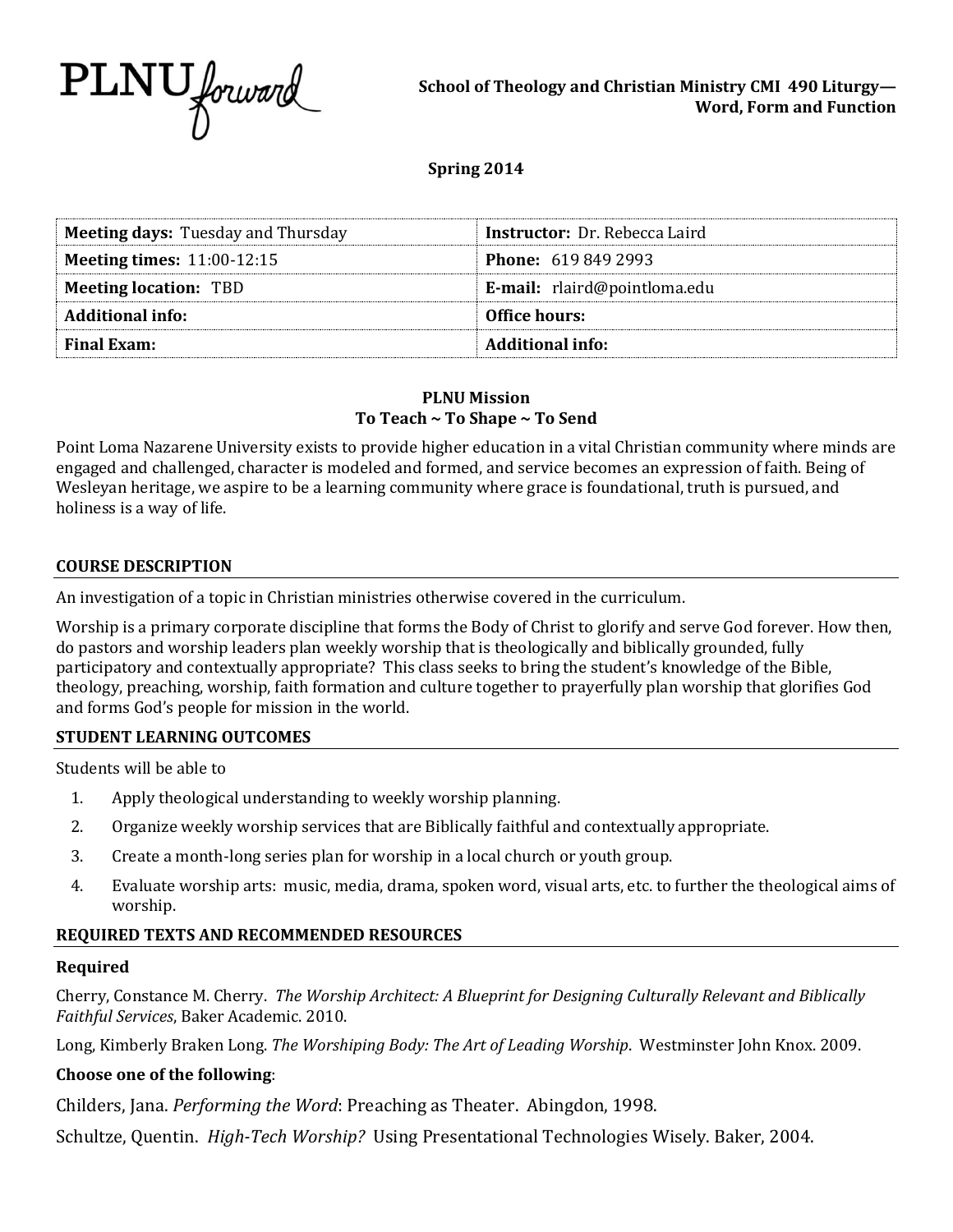PLNU forward

**School of Theology and Christian Ministry CMI 490 Liturgy—Word, Form and Function**

**Spring 2014**

| **Meeting days:** Tuesday and Thursday | **Instructor:** Dr. Rebecca Laird |
|---|---|
| **Meeting times:** 11:00-12:15 | **Phone:** 619 849 2993 |
| **Meeting location:** TBD | **E-mail:** rlaird@pointloma.edu |
| **Additional info:** | **Office hours:** |
| **Final Exam:** | **Additional info:** |

**PLNU Mission**
**To Teach ~ To Shape ~ To Send**

Point Loma Nazarene University exists to provide higher education in a vital Christian community where minds are engaged and challenged, character is modeled and formed, and service becomes an expression of faith. Being of Wesleyan heritage, we aspire to be a learning community where grace is foundational, truth is pursued, and holiness is a way of life.

## COURSE DESCRIPTION

An investigation of a topic in Christian ministries otherwise covered in the curriculum.

Worship is a primary corporate discipline that forms the Body of Christ to glorify and serve God forever. How then, do pastors and worship leaders plan weekly worship that is theologically and biblically grounded, fully participatory and contextually appropriate? This class seeks to bring the student's knowledge of the Bible, theology, preaching, worship, faith formation and culture together to prayerfully plan worship that glorifies God and forms God's people for mission in the world.

## STUDENT LEARNING OUTCOMES

Students will be able to

1. Apply theological understanding to weekly worship planning.
2. Organize weekly worship services that are Biblically faithful and contextually appropriate.
3. Create a month-long series plan for worship in a local church or youth group.
4. Evaluate worship arts: music, media, drama, spoken word, visual arts, etc. to further the theological aims of worship.

## REQUIRED TEXTS AND RECOMMENDED RESOURCES

### Required

Cherry, Constance M. Cherry. *The Worship Architect: A Blueprint for Designing Culturally Relevant and Biblically Faithful Services*, Baker Academic. 2010.

Long, Kimberly Braken Long. *The Worshiping Body: The Art of Leading Worship*. Westminster John Knox. 2009.

**Choose one of the following**:

Childers, Jana. *Performing the Word*: Preaching as Theater. Abingdon, 1998.

Schultze, Quentin. *High-Tech Worship?* Using Presentational Technologies Wisely. Baker, 2004.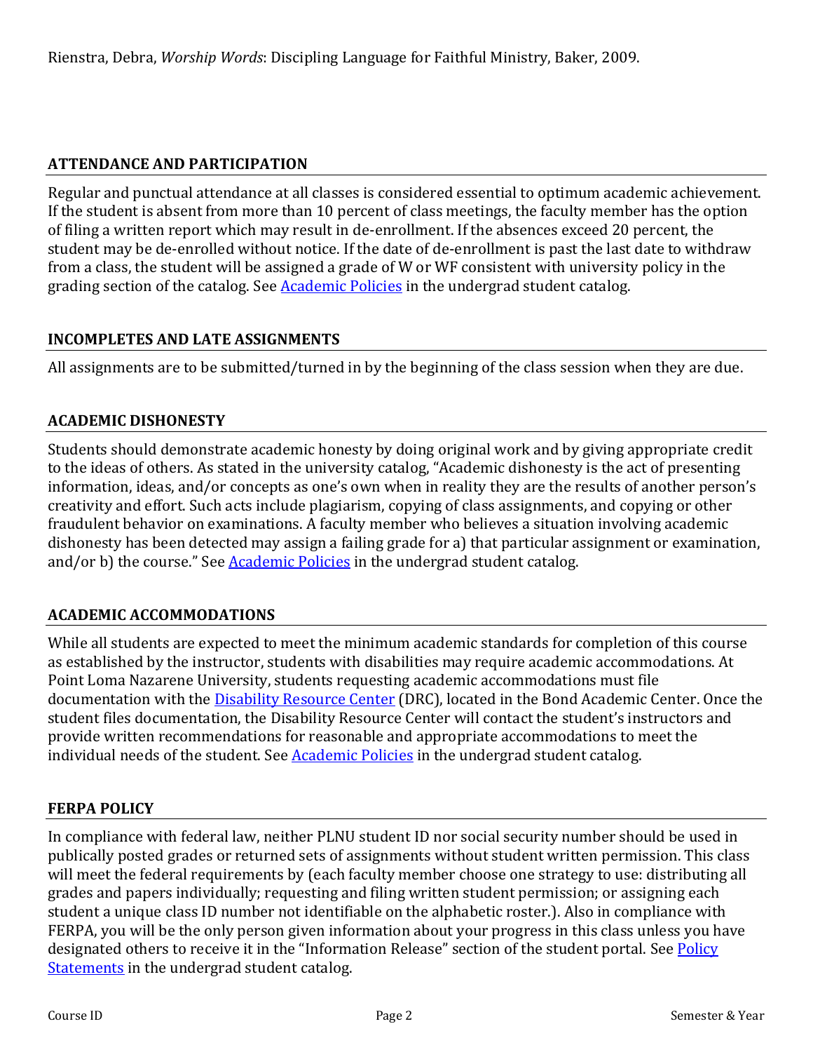Rienstra, Debra, *Worship Words*: Discipling Language for Faithful Ministry, Baker, 2009.

## ATTENDANCE AND PARTICIPATION

Regular and punctual attendance at all classes is considered essential to optimum academic achievement. If the student is absent from more than 10 percent of class meetings, the faculty member has the option of filing a written report which may result in de-enrollment. If the absences exceed 20 percent, the student may be de-enrolled without notice. If the date of de-enrollment is past the last date to withdraw from a class, the student will be assigned a grade of W or WF consistent with university policy in the grading section of the catalog. See Academic Policies in the undergrad student catalog.

## INCOMPLETES AND LATE ASSIGNMENTS

All assignments are to be submitted/turned in by the beginning of the class session when they are due.

## ACADEMIC DISHONESTY

Students should demonstrate academic honesty by doing original work and by giving appropriate credit to the ideas of others. As stated in the university catalog, "Academic dishonesty is the act of presenting information, ideas, and/or concepts as one's own when in reality they are the results of another person's creativity and effort. Such acts include plagiarism, copying of class assignments, and copying or other fraudulent behavior on examinations. A faculty member who believes a situation involving academic dishonesty has been detected may assign a failing grade for a) that particular assignment or examination, and/or b) the course." See Academic Policies in the undergrad student catalog.

## ACADEMIC ACCOMMODATIONS

While all students are expected to meet the minimum academic standards for completion of this course as established by the instructor, students with disabilities may require academic accommodations. At Point Loma Nazarene University, students requesting academic accommodations must file documentation with the Disability Resource Center (DRC), located in the Bond Academic Center. Once the student files documentation, the Disability Resource Center will contact the student's instructors and provide written recommendations for reasonable and appropriate accommodations to meet the individual needs of the student. See Academic Policies in the undergrad student catalog.

## FERPA POLICY

In compliance with federal law, neither PLNU student ID nor social security number should be used in publically posted grades or returned sets of assignments without student written permission. This class will meet the federal requirements by (each faculty member choose one strategy to use: distributing all grades and papers individually; requesting and filing written student permission; or assigning each student a unique class ID number not identifiable on the alphabetic roster.). Also in compliance with FERPA, you will be the only person given information about your progress in this class unless you have designated others to receive it in the "Information Release" section of the student portal. See Policy Statements in the undergrad student catalog.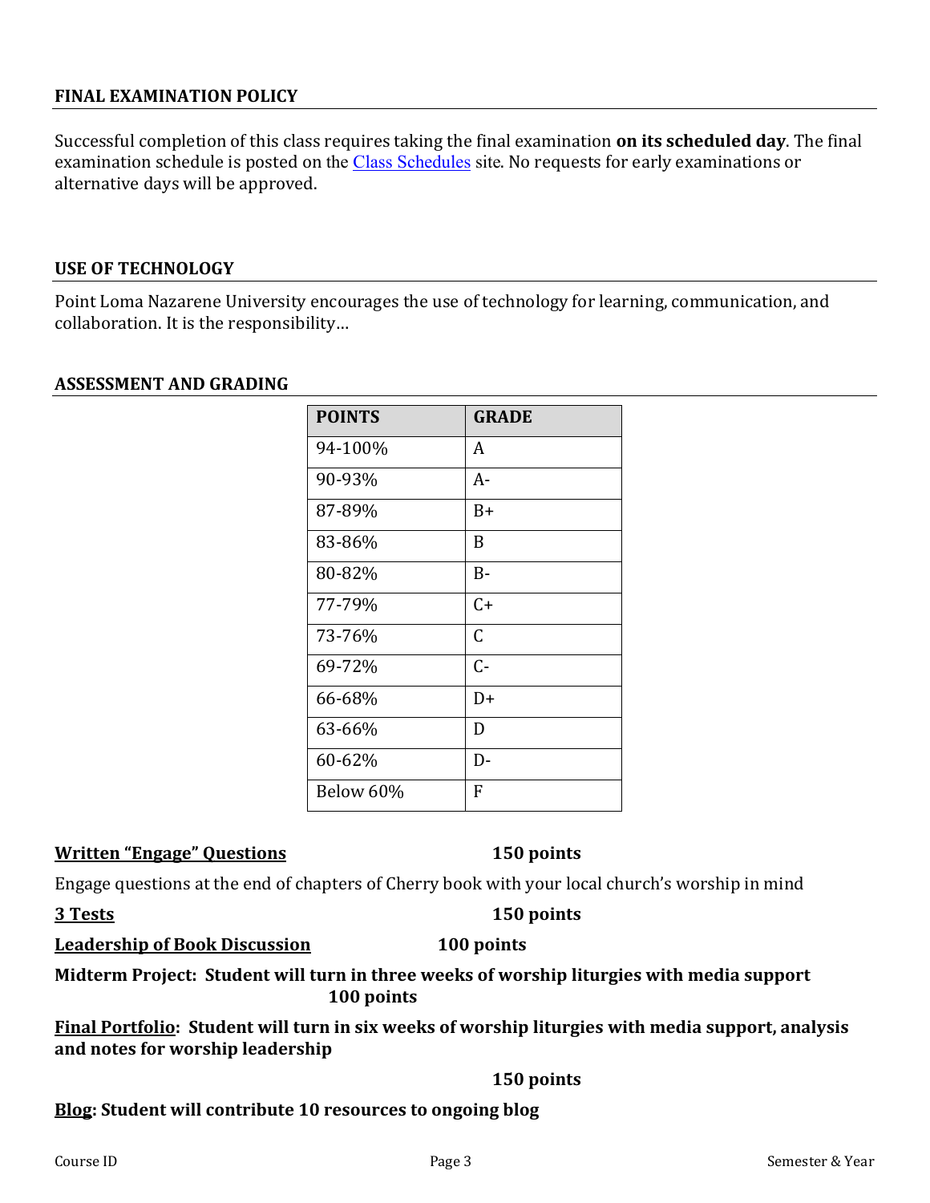## FINAL EXAMINATION POLICY

Successful completion of this class requires taking the final examination **on its scheduled day**. The final examination schedule is posted on the [Class Schedules](#) site. No requests for early examinations or alternative days will be approved.

## USE OF TECHNOLOGY

Point Loma Nazarene University encourages the use of technology for learning, communication, and collaboration. It is the responsibility…

## ASSESSMENT AND GRADING

| POINTS | GRADE |
|---|---|
| 94-100% | A |
| 90-93% | A- |
| 87-89% | B+ |
| 83-86% | B |
| 80-82% | B- |
| 77-79% | C+ |
| 73-76% | C |
| 69-72% | C- |
| 66-68% | D+ |
| 63-66% | D |
| 60-62% | D- |
| Below 60% | F |

**Written "Engage" Questions** **150 points**

Engage questions at the end of chapters of Cherry book with your local church's worship in mind

**3 Tests** **150 points**

**Leadership of Book Discussion** **100 points**

**Midterm Project: Student will turn in three weeks of worship liturgies with media support** **100 points**

**Final Portfolio: Student will turn in six weeks of worship liturgies with media support, analysis and notes for worship leadership**

**150 points**

**Blog: Student will contribute 10 resources to ongoing blog**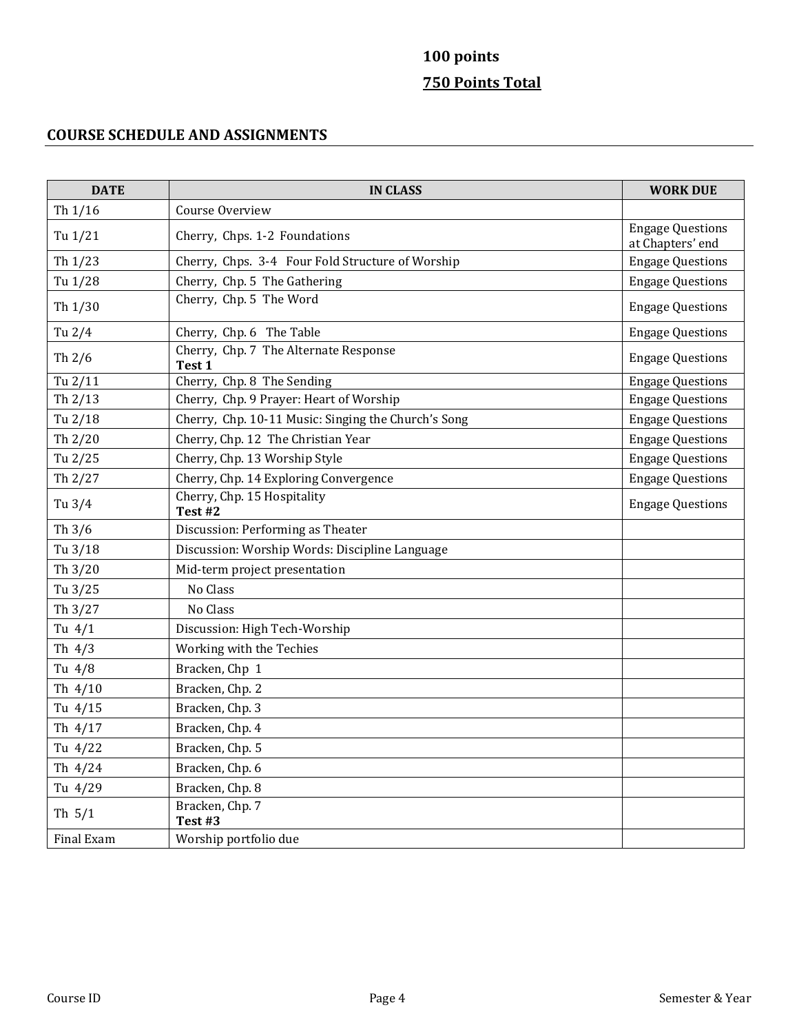**100 points**

**750 Points Total**

## COURSE SCHEDULE AND ASSIGNMENTS

| DATE | IN CLASS | WORK DUE |
|---|---|---|
| Th 1/16 | Course Overview | |
| Tu 1/21 | Cherry, Chps. 1-2 Foundations | Engage Questions at Chapters' end |
| Th 1/23 | Cherry, Chps. 3-4 Four Fold Structure of Worship | Engage Questions |
| Tu 1/28 | Cherry, Chp. 5 The Gathering | Engage Questions |
| Th 1/30 | Cherry, Chp. 5 The Word | Engage Questions |
| Tu 2/4 | Cherry, Chp. 6 The Table | Engage Questions |
| Th 2/6 | Cherry, Chp. 7 The Alternate Response **Test 1** | Engage Questions |
| Tu 2/11 | Cherry, Chp. 8 The Sending | Engage Questions |
| Th 2/13 | Cherry, Chp. 9 Prayer: Heart of Worship | Engage Questions |
| Tu 2/18 | Cherry, Chp. 10-11 Music: Singing the Church's Song | Engage Questions |
| Th 2/20 | Cherry, Chp. 12 The Christian Year | Engage Questions |
| Tu 2/25 | Cherry, Chp. 13 Worship Style | Engage Questions |
| Th 2/27 | Cherry, Chp. 14 Exploring Convergence | Engage Questions |
| Tu 3/4 | Cherry, Chp. 15 Hospitality **Test #2** | Engage Questions |
| Th 3/6 | Discussion: Performing as Theater | |
| Tu 3/18 | Discussion: Worship Words: Discipline Language | |
| Th 3/20 | Mid-term project presentation | |
| Tu 3/25 | No Class | |
| Th 3/27 | No Class | |
| Tu 4/1 | Discussion: High Tech-Worship | |
| Th 4/3 | Working with the Techies | |
| Tu 4/8 | Bracken, Chp 1 | |
| Th 4/10 | Bracken, Chp. 2 | |
| Tu 4/15 | Bracken, Chp. 3 | |
| Th 4/17 | Bracken, Chp. 4 | |
| Tu 4/22 | Bracken, Chp. 5 | |
| Th 4/24 | Bracken, Chp. 6 | |
| Tu 4/29 | Bracken, Chp. 8 | |
| Th 5/1 | Bracken, Chp. 7 **Test #3** | |
| Final Exam | Worship portfolio due | |